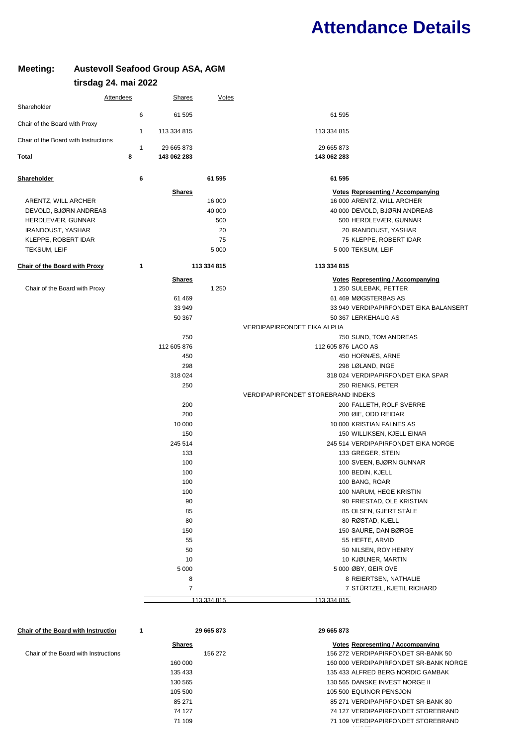# Attendance Details

**Meeting: Austevoll Seafood Group ASA, AGM**

**tirsdag 24. mai 2022**

| | Attendees | Shares | Votes |
|---|---|---|---|
| Shareholder | 6 | 61 595 | 61 595 |
| Chair of the Board with Proxy | 1 | 113 334 815 | 113 334 815 |
| Chair of the Board with Instructions | 1 | 29 665 873 | 29 665 873 |
| **Total** | **8** | **143 062 283** | **143 062 283** |

**Shareholder** | **6** | **61 595** | **61 595**

| | Shares | Votes | Representing / Accompanying |
|---|---|---|---|
| ARENTZ, WILL ARCHER | 16 000 | 16 000 | ARENTZ, WILL ARCHER |
| DEVOLD, BJØRN ANDREAS | 40 000 | 40 000 | DEVOLD, BJØRN ANDREAS |
| HERDLEVÆR, GUNNAR | 500 | 500 | HERDLEVÆR, GUNNAR |
| IRANDOUST, YASHAR | 20 | 20 | IRANDOUST, YASHAR |
| KLEPPE, ROBERT IDAR | 75 | 75 | KLEPPE, ROBERT IDAR |
| TEKSUM, LEIF | 5 000 | 5 000 | TEKSUM, LEIF |

**Chair of the Board with Proxy** | **1** | **113 334 815** | **113 334 815**

| | Shares | Votes | Representing / Accompanying |
|---|---|---|---|
| Chair of the Board with Proxy | 1 250 | 1 250 | SULEBAK, PETTER |
| | 61 469 | 61 469 | MØGSTERBAS AS |
| | 33 949 | 33 949 | VERDIPAPIRFONDET EIKA BALANSERT |
| | 50 367 | 50 367 | LERKEHAUG AS |
| | | | VERDIPAPIRFONDET EIKA ALPHA |
| | 750 | 750 | SUND, TOM ANDREAS |
| | 112 605 876 | 112 605 876 | LACO AS |
| | 450 | 450 | HORNÆS, ARNE |
| | 298 | 298 | LØLAND, INGE |
| | 318 024 | 318 024 | VERDIPAPIRFONDET EIKA SPAR |
| | 250 | 250 | RIENKS, PETER |
| | | | VERDIPAPIRFONDET STOREBRAND INDEKS |
| | 200 | 200 | FALLETH, ROLF SVERRE |
| | 200 | 200 | ØIE, ODD REIDAR |
| | 10 000 | 10 000 | KRISTIAN FALNES AS |
| | 150 | 150 | WILLIKSEN, KJELL EINAR |
| | 245 514 | 245 514 | VERDIPAPIRFONDET EIKA NORGE |
| | 133 | 133 | GREGER, STEIN |
| | 100 | 100 | SVEEN, BJØRN GUNNAR |
| | 100 | 100 | BEDIN, KJELL |
| | 100 | 100 | BANG, ROAR |
| | 100 | 100 | NARUM, HEGE KRISTIN |
| | 90 | 90 | FRIESTAD, OLE KRISTIAN |
| | 85 | 85 | OLSEN, GJERT STÅLE |
| | 80 | 80 | RØSTAD, KJELL |
| | 150 | 150 | SAURE, DAN BØRGE |
| | 55 | 55 | HEFTE, ARVID |
| | 50 | 50 | NILSEN, ROY HENRY |
| | 10 | 10 | KJØLNER, MARTIN |
| | 5 000 | 5 000 | ØBY, GEIR OVE |
| | 8 | 8 | REIERTSEN, NATHALIE |
| | 7 | 7 | STÜRTZEL, KJETIL RICHARD |
| | 113 334 815 | 113 334 815 | |

**Chair of the Board with Instructions** | **1** | **29 665 873** | **29 665 873**

| | Shares | Votes | Representing / Accompanying |
|---|---|---|---|
| Chair of the Board with Instructions | 156 272 | 156 272 | VERDIPAPIRFONDET SR-BANK 50 |
| | 160 000 | 160 000 | VERDIPAPIRFONDET SR-BANK NORGE |
| | 135 433 | 135 433 | ALFRED BERG NORDIC GAMBAK |
| | 130 565 | 130 565 | DANSKE INVEST NORGE II |
| | 105 500 | 105 500 | EQUINOR PENSJON |
| | 85 271 | 85 271 | VERDIPAPIRFONDET SR-BANK 80 |
| | 74 127 | 74 127 | VERDIPAPIRFONDET STOREBRAND |
| | 71 109 | 71 109 | VERDIPAPIRFONDET STOREBRAND |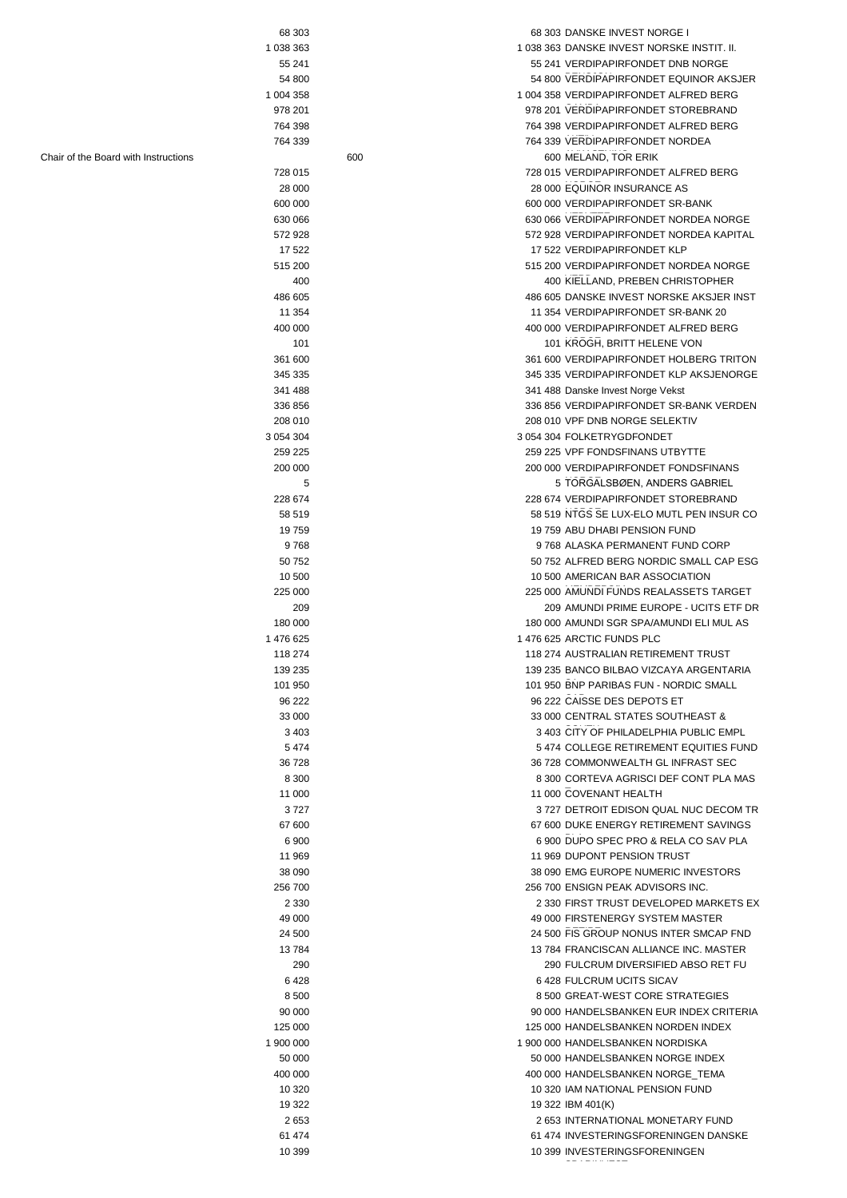| | | | |
|---|---|---|---|
| | 68 303 | | 68 303 DANSKE INVEST NORGE I |
| | 1 038 363 | | 1 038 363 DANSKE INVEST NORSKE INSTIT. II. |
| | 55 241 | | 55 241 VERDIPAPIRFONDET DNB NORGE |
| | 54 800 | | 54 800 VERDIPAPIRFONDET EQUINOR AKSJER |
| | 1 004 358 | | 1 004 358 VERDIPAPIRFONDET ALFRED BERG |
| | 978 201 | | 978 201 VERDIPAPIRFONDET STOREBRAND |
| | 764 398 | | 764 398 VERDIPAPIRFONDET ALFRED BERG |
| | 764 339 | | 764 339 VERDIPAPIRFONDET NORDEA |
| Chair of the Board with Instructions | | 600 | 600 MELAND, TOR ERIK |
| | 728 015 | | 728 015 VERDIPAPIRFONDET ALFRED BERG |
| | 28 000 | | 28 000 EQUINOR INSURANCE AS |
| | 600 000 | | 600 000 VERDIPAPIRFONDET SR-BANK |
| | 630 066 | | 630 066 VERDIPAPIRFONDET NORDEA NORGE |
| | 572 928 | | 572 928 VERDIPAPIRFONDET NORDEA KAPITAL |
| | 17 522 | | 17 522 VERDIPAPIRFONDET KLP |
| | 515 200 | | 515 200 VERDIPAPIRFONDET NORDEA NORGE |
| | 400 | | 400 KIELLAND, PREBEN CHRISTOPHER |
| | 486 605 | | 486 605 DANSKE INVEST NORSKE AKSJER INST |
| | 11 354 | | 11 354 VERDIPAPIRFONDET SR-BANK 20 |
| | 400 000 | | 400 000 VERDIPAPIRFONDET ALFRED BERG |
| | 101 | | 101 KROGH, BRITT HELENE VON |
| | 361 600 | | 361 600 VERDIPAPIRFONDET HOLBERG TRITON |
| | 345 335 | | 345 335 VERDIPAPIRFONDET KLP AKSJENORGE |
| | 341 488 | | 341 488 Danske Invest Norge Vekst |
| | 336 856 | | 336 856 VERDIPAPIRFONDET SR-BANK VERDEN |
| | 208 010 | | 208 010 VPF DNB NORGE SELEKTIV |
| | 3 054 304 | | 3 054 304 FOLKETRYGDFONDET |
| | 259 225 | | 259 225 VPF FONDSFINANS UTBYTTE |
| | 200 000 | | 200 000 VERDIPAPIRFONDET FONDSFINANS |
| | 5 | | 5 TORGALSBØEN, ANDERS GABRIEL |
| | 228 674 | | 228 674 VERDIPAPIRFONDET STOREBRAND |
| | 58 519 | | 58 519 NTGS SE LUX-ELO MUTL PEN INSUR CO |
| | 19 759 | | 19 759 ABU DHABI PENSION FUND |
| | 9 768 | | 9 768 ALASKA PERMANENT FUND CORP |
| | 50 752 | | 50 752 ALFRED BERG NORDIC SMALL CAP ESG |
| | 10 500 | | 10 500 AMERICAN BAR ASSOCIATION |
| | 225 000 | | 225 000 AMUNDI FUNDS REALASSETS TARGET |
| | 209 | | 209 AMUNDI PRIME EUROPE - UCITS ETF DR |
| | 180 000 | | 180 000 AMUNDI SGR SPA/AMUNDI ELI MUL AS |
| | 1 476 625 | | 1 476 625 ARCTIC FUNDS PLC |
| | 118 274 | | 118 274 AUSTRALIAN RETIREMENT TRUST |
| | 139 235 | | 139 235 BANCO BILBAO VIZCAYA ARGENTARIA |
| | 101 950 | | 101 950 BNP PARIBAS FUN - NORDIC SMALL |
| | 96 222 | | 96 222 CAISSE DES DEPOTS ET |
| | 33 000 | | 33 000 CENTRAL STATES SOUTHEAST & |
| | 3 403 | | 3 403 CITY OF PHILADELPHIA PUBLIC EMPL |
| | 5 474 | | 5 474 COLLEGE RETIREMENT EQUITIES FUND |
| | 36 728 | | 36 728 COMMONWEALTH GL INFRAST SEC |
| | 8 300 | | 8 300 CORTEVA AGRISCI DEF CONT PLA MAS |
| | 11 000 | | 11 000 COVENANT HEALTH |
| | 3 727 | | 3 727 DETROIT EDISON QUAL NUC DECOM TR |
| | 67 600 | | 67 600 DUKE ENERGY RETIREMENT SAVINGS |
| | 6 900 | | 6 900 DUPO SPEC PRO & RELA CO SAV PLA |
| | 11 969 | | 11 969 DUPONT PENSION TRUST |
| | 38 090 | | 38 090 EMG EUROPE NUMERIC INVESTORS |
| | 256 700 | | 256 700 ENSIGN PEAK ADVISORS INC. |
| | 2 330 | | 2 330 FIRST TRUST DEVELOPED MARKETS EX |
| | 49 000 | | 49 000 FIRSTENERGY SYSTEM MASTER |
| | 24 500 | | 24 500 FIS GROUP NONUS INTER SMCAP FND |
| | 13 784 | | 13 784 FRANCISCAN ALLIANCE INC. MASTER |
| | 290 | | 290 FULCRUM DIVERSIFIED ABSO RET FU |
| | 6 428 | | 6 428 FULCRUM UCITS SICAV |
| | 8 500 | | 8 500 GREAT-WEST CORE STRATEGIES |
| | 90 000 | | 90 000 HANDELSBANKEN EUR INDEX CRITERIA |
| | 125 000 | | 125 000 HANDELSBANKEN NORDEN INDEX |
| | 1 900 000 | | 1 900 000 HANDELSBANKEN NORDISKA |
| | 50 000 | | 50 000 HANDELSBANKEN NORGE INDEX |
| | 400 000 | | 400 000 HANDELSBANKEN NORGE_TEMA |
| | 10 320 | | 10 320 IAM NATIONAL PENSION FUND |
| | 19 322 | | 19 322 IBM 401(K) |
| | 2 653 | | 2 653 INTERNATIONAL MONETARY FUND |
| | 61 474 | | 61 474 INVESTERINGSFORENINGEN DANSKE |
| | 10 399 | | 10 399 INVESTERINGSFORENINGEN |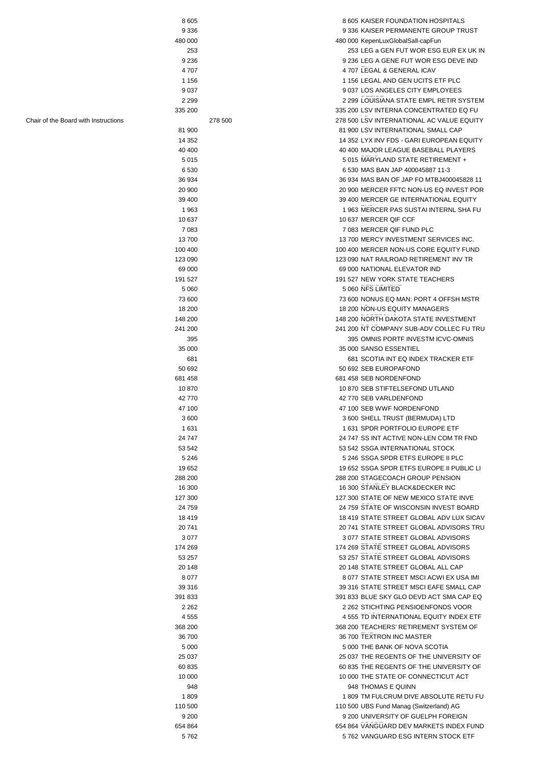| | | | |
|---|---|---|---|
| | 8 605 | | 8 605 KAISER FOUNDATION HOSPITALS |
| | 9 336 | | 9 336 KAISER PERMANENTE GROUP TRUST |
| | 480 000 | | 480 000 KepenLuxGlobalSall-capFun |
| | 253 | | 253 LEG a GEN FUT WOR ESG EUR EX UK IN |
| | 9 236 | | 9 236 LEG A GENE FUT WOR ESG DEVE IND |
| | 4 707 | | 4 707 LEGAL & GENERAL ICAV |
| | 1 156 | | 1 156 LEGAL AND GEN UCITS ETF PLC |
| | 9 037 | | 9 037 LOS ANGELES CITY EMPLOYEES |
| | 2 299 | | 2 299 LOUISIANA STATE EMPL RETIR SYSTEM |
| | 335 200 | | 335 200 LSV INTERNA CONCENTRATED EQ FU |
| Chair of the Board with Instructions | | 278 500 | 278 500 LSV INTERNATIONAL AC VALUE EQUITY |
| | 81 900 | | 81 900 LSV INTERNATIONAL SMALL CAP |
| | 14 352 | | 14 352 LYX INV FDS - GARI EUROPEAN EQUITY |
| | 40 400 | | 40 400 MAJOR LEAGUE BASEBALL PLAYERS |
| | 5 015 | | 5 015 MARYLAND STATE RETIREMENT + |
| | 6 530 | | 6 530 MAS BAN JAP 400045887 11-3 |
| | 36 934 | | 36 934 MAS BAN OF JAP FO MTBJ400045828 11 |
| | 20 900 | | 20 900 MERCER FFTC NON-US EQ INVEST POR |
| | 39 400 | | 39 400 MERCER GE INTERNATIONAL EQUITY |
| | 1 963 | | 1 963 MERCER PAS SUSTAI INTERNL SHA FU |
| | 10 637 | | 10 637 MERCER QIF CCF |
| | 7 083 | | 7 083 MERCER QIF FUND PLC |
| | 13 700 | | 13 700 MERCY INVESTMENT SERVICES INC. |
| | 100 400 | | 100 400 MERCER NON-US CORE EQUITY FUND |
| | 123 090 | | 123 090 NAT RAILROAD RETIREMENT INV TR |
| | 69 000 | | 69 000 NATIONAL ELEVATOR IND |
| | 191 527 | | 191 527 NEW YORK STATE TEACHERS |
| | 5 060 | | 5 060 NFS LIMITED |
| | 73 600 | | 73 600 NONUS EQ MAN: PORT 4 OFFSH MSTR |
| | 18 200 | | 18 200 NON-US EQUITY MANAGERS |
| | 148 200 | | 148 200 NORTH DAKOTA STATE INVESTMENT |
| | 241 200 | | 241 200 NT COMPANY SUB-ADV COLLEC FU TRU |
| | 395 | | 395 OMNIS PORTF INVESTM ICVC-OMNIS |
| | 35 000 | | 35 000 SANSO ESSENTIEL |
| | 681 | | 681 SCOTIA INT EQ INDEX TRACKER ETF |
| | 50 692 | | 50 692 SEB EUROPAFOND |
| | 681 458 | | 681 458 SEB NORDENFOND |
| | 10 870 | | 10 870 SEB STIFTELSEFOND UTLAND |
| | 42 770 | | 42 770 SEB VARLDENFOND |
| | 47 100 | | 47 100 SEB WWF NORDENFOND |
| | 3 600 | | 3 600 SHELL TRUST (BERMUDA) LTD |
| | 1 631 | | 1 631 SPDR PORTFOLIO EUROPE ETF |
| | 24 747 | | 24 747 SS INT ACTIVE NON-LEN COM TR FND |
| | 53 542 | | 53 542 SSGA INTERNATIONAL STOCK |
| | 5 246 | | 5 246 SSGA SPDR ETFS EUROPE II PLC |
| | 19 652 | | 19 652 SSGA SPDR ETFS EUROPE II PUBLIC LI |
| | 288 200 | | 288 200 STAGECOACH GROUP PENSION |
| | 16 300 | | 16 300 STANLEY BLACK&DECKER INC |
| | 127 300 | | 127 300 STATE OF NEW MEXICO STATE INVE |
| | 24 759 | | 24 759 STATE OF WISCONSIN INVEST BOARD |
| | 18 419 | | 18 419 STATE STREET GLOBAL ADV LUX SICAV |
| | 20 741 | | 20 741 STATE STREET GLOBAL ADVISORS TRU |
| | 3 077 | | 3 077 STATE STREET GLOBAL ADVISORS |
| | 174 269 | | 174 269 STATE STREET GLOBAL ADVISORS |
| | 53 257 | | 53 257 STATE STREET GLOBAL ADVISORS |
| | 20 148 | | 20 148 STATE STREET GLOBAL ALL CAP |
| | 8 077 | | 8 077 STATE STREET MSCI ACWI EX USA IMI |
| | 39 316 | | 39 316 STATE STREET MSCI EAFE SMALL CAP |
| | 391 833 | | 391 833 BLUE SKY GLO DEVD ACT SMA CAP EQ |
| | 2 262 | | 2 262 STICHTING PENSIOENFONDS VOOR |
| | 4 555 | | 4 555 TD INTERNATIONAL EQUITY INDEX ETF |
| | 368 200 | | 368 200 TEACHERS' RETIREMENT SYSTEM OF |
| | 36 700 | | 36 700 TEXTRON INC MASTER |
| | 5 000 | | 5 000 THE BANK OF NOVA SCOTIA |
| | 25 037 | | 25 037 THE REGENTS OF THE UNIVERSITY OF |
| | 60 835 | | 60 835 THE REGENTS OF THE UNIVERSITY OF |
| | 10 000 | | 10 000 THE STATE OF CONNECTICUT ACT |
| | 948 | | 948 THOMAS E QUINN |
| | 1 809 | | 1 809 TM FULCRUM DIVE ABSOLUTE RETU FU |
| | 110 500 | | 110 500 UBS Fund Manag (Switzerland) AG |
| | 9 200 | | 9 200 UNIVERSITY OF GUELPH FOREIGN |
| | 654 864 | | 654 864 VANGUARD DEV MARKETS INDEX FUND |
| | 5 762 | | 5 762 VANGUARD ESG INTERN STOCK ETF |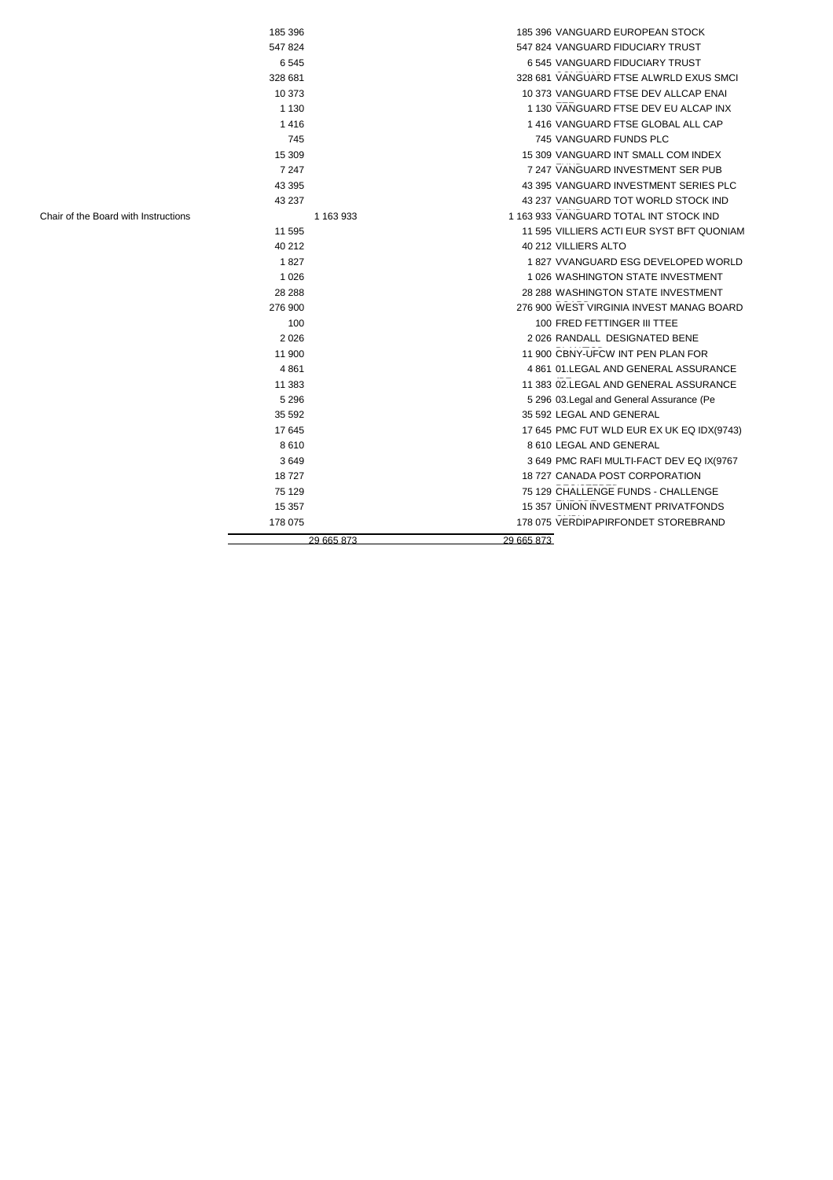| | | | |
|---|---|---|---|
| | 185 396 | | 185 396 VANGUARD EUROPEAN STOCK |
| | 547 824 | | 547 824 VANGUARD FIDUCIARY TRUST |
| | 6 545 | | 6 545 VANGUARD FIDUCIARY TRUST |
| | 328 681 | | 328 681 VANGUARD FTSE ALWRLD EXUS SMCI |
| | 10 373 | | 10 373 VANGUARD FTSE DEV ALLCAP ENAI |
| | 1 130 | | 1 130 VANGUARD FTSE DEV EU ALCAP INX |
| | 1 416 | | 1 416 VANGUARD FTSE GLOBAL ALL CAP |
| | 745 | | 745 VANGUARD FUNDS PLC |
| | 15 309 | | 15 309 VANGUARD INT SMALL COM INDEX |
| | 7 247 | | 7 247 VANGUARD INVESTMENT SER PUB |
| | 43 395 | | 43 395 VANGUARD INVESTMENT SERIES PLC |
| | 43 237 | | 43 237 VANGUARD TOT WORLD STOCK IND |
| Chair of the Board with Instructions | | 1 163 933 | 1 163 933 VANGUARD TOTAL INT STOCK IND |
| | 11 595 | | 11 595 VILLIERS ACTI EUR SYST BFT QUONIAM |
| | 40 212 | | 40 212 VILLIERS ALTO |
| | 1 827 | | 1 827 VVANGUARD ESG DEVELOPED WORLD |
| | 1 026 | | 1 026 WASHINGTON STATE INVESTMENT |
| | 28 288 | | 28 288 WASHINGTON STATE INVESTMENT |
| | 276 900 | | 276 900 WEST VIRGINIA INVEST MANAG BOARD |
| | 100 | | 100 FRED FETTINGER III TTEE |
| | 2 026 | | 2 026 RANDALL DESIGNATED BENE |
| | 11 900 | | 11 900 CBNY-UFCW INT PEN PLAN FOR |
| | 4 861 | | 4 861 01.LEGAL AND GENERAL ASSURANCE |
| | 11 383 | | 11 383 02.LEGAL AND GENERAL ASSURANCE |
| | 5 296 | | 5 296 03.Legal and General Assurance (Pe |
| | 35 592 | | 35 592 LEGAL AND GENERAL |
| | 17 645 | | 17 645 PMC FUT WLD EUR EX UK EQ IDX(9743) |
| | 8 610 | | 8 610 LEGAL AND GENERAL |
| | 3 649 | | 3 649 PMC RAFI MULTI-FACT DEV EQ IX(9767 |
| | 18 727 | | 18 727 CANADA POST CORPORATION |
| | 75 129 | | 75 129 CHALLENGE FUNDS - CHALLENGE |
| | 15 357 | | 15 357 UNION INVESTMENT PRIVATFONDS |
| | 178 075 | | 178 075 VERDIPAPIRFONDET STOREBRAND |
| | | 29 665 873 | 29 665 873 |